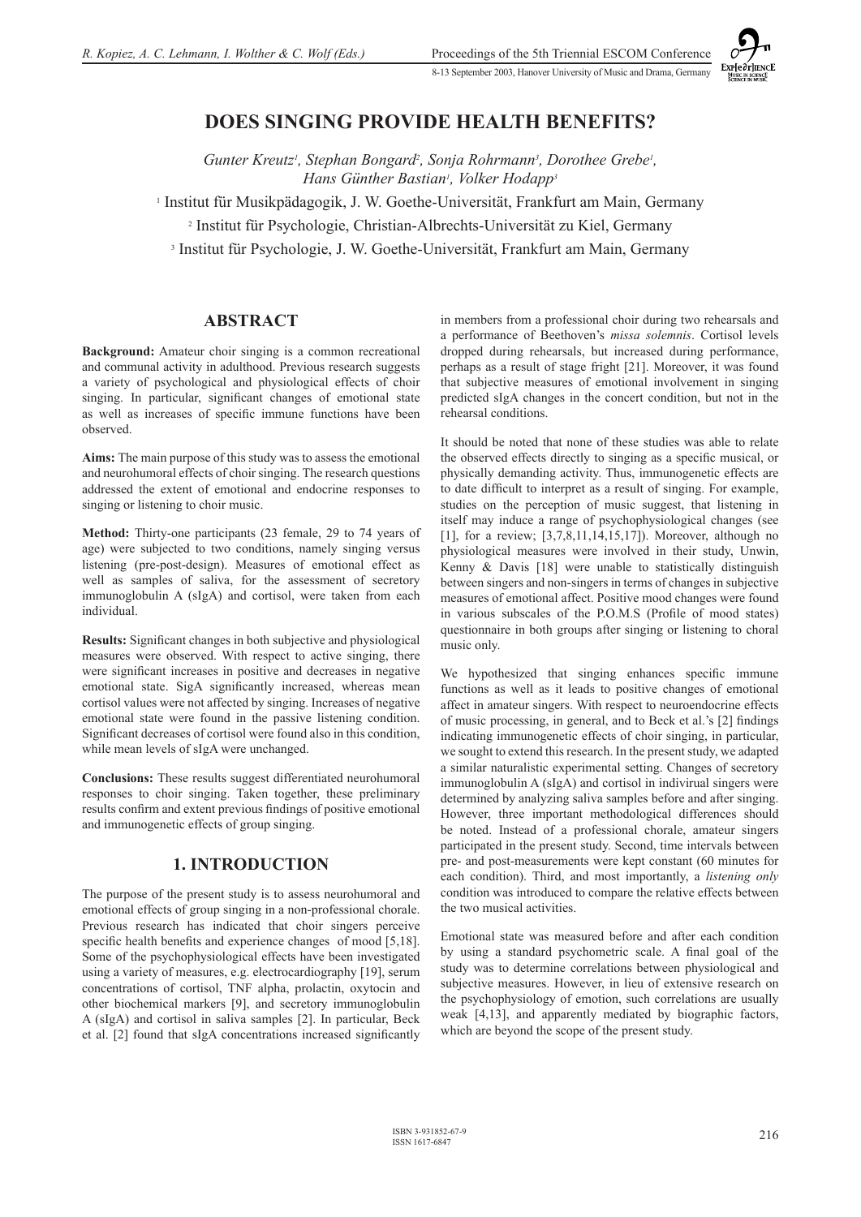# DOES SINGING PROVIDE HEALTH BENEFITS?

*Gunter Kreutz[1], Stephan Bongard[2], Sonja Rohrmann[3], Dorothee Grebe[1], Hans Günther Bastian[1], Volker Hodapp[3]*

[1] Institut für Musikpädagogik, J. W. Goethe-Universität, Frankfurt am Main, Germany

[2] Institut für Psychologie, Christian-Albrechts-Universität zu Kiel, Germany

[3] Institut für Psychologie, J. W. Goethe-Universität, Frankfurt am Main, Germany

## ABSTRACT

**Background:** Amateur choir singing is a common recreational and communal activity in adulthood. Previous research suggests a variety of psychological and physiological effects of choir singing. In particular, significant changes of emotional state as well as increases of specific immune functions have been observed.

**Aims:** The main purpose of this study was to assess the emotional and neurohumoral effects of choir singing. The research questions addressed the extent of emotional and endocrine responses to singing or listening to choir music.

**Method:** Thirty-one participants (23 female, 29 to 74 years of age) were subjected to two conditions, namely singing versus listening (pre-post-design). Measures of emotional effect as well as samples of saliva, for the assessment of secretory immunoglobulin A (sIgA) and cortisol, were taken from each individual.

**Results:** Significant changes in both subjective and physiological measures were observed. With respect to active singing, there were significant increases in positive and decreases in negative emotional state. SigA significantly increased, whereas mean cortisol values were not affected by singing. Increases of negative emotional state were found in the passive listening condition. Significant decreases of cortisol were found also in this condition, while mean levels of sIgA were unchanged.

**Conclusions:** These results suggest differentiated neurohumoral responses to choir singing. Taken together, these preliminary results confirm and extent previous findings of positive emotional and immunogenetic effects of group singing.

## 1. INTRODUCTION

The purpose of the present study is to assess neurohumoral and emotional effects of group singing in a non-professional chorale. Previous research has indicated that choir singers perceive specific health benefits and experience changes of mood [5,18]. Some of the psychophysiological effects have been investigated using a variety of measures, e.g. electrocardiography [19], serum concentrations of cortisol, TNF alpha, prolactin, oxytocin and other biochemical markers [9], and secretory immunoglobulin A (sIgA) and cortisol in saliva samples [2]. In particular, Beck et al. [2] found that sIgA concentrations increased significantly in members from a professional choir during two rehearsals and a performance of Beethoven's *missa solemnis*. Cortisol levels dropped during rehearsals, but increased during performance, perhaps as a result of stage fright [21]. Moreover, it was found that subjective measures of emotional involvement in singing predicted sIgA changes in the concert condition, but not in the rehearsal conditions.

It should be noted that none of these studies was able to relate the observed effects directly to singing as a specific musical, or physically demanding activity. Thus, immunogenetic effects are to date difficult to interpret as a result of singing. For example, studies on the perception of music suggest, that listening in itself may induce a range of psychophysiological changes (see [1], for a review; [3,7,8,11,14,15,17]). Moreover, although no physiological measures were involved in their study, Unwin, Kenny & Davis [18] were unable to statistically distinguish between singers and non-singers in terms of changes in subjective measures of emotional affect. Positive mood changes were found in various subscales of the P.O.M.S (Profile of mood states) questionnaire in both groups after singing or listening to choral music only.

We hypothesized that singing enhances specific immune functions as well as it leads to positive changes of emotional affect in amateur singers. With respect to neuroendocrine effects of music processing, in general, and to Beck et al.'s [2] findings indicating immunogenetic effects of choir singing, in particular, we sought to extend this research. In the present study, we adapted a similar naturalistic experimental setting. Changes of secretory immunoglobulin A (sIgA) and cortisol in indivirual singers were determined by analyzing saliva samples before and after singing. However, three important methodological differences should be noted. Instead of a professional chorale, amateur singers participated in the present study. Second, time intervals between pre- and post-measurements were kept constant (60 minutes for each condition). Third, and most importantly, a *listening only* condition was introduced to compare the relative effects between the two musical activities.

Emotional state was measured before and after each condition by using a standard psychometric scale. A final goal of the study was to determine correlations between physiological and subjective measures. However, in lieu of extensive research on the psychophysiology of emotion, such correlations are usually weak [4,13], and apparently mediated by biographic factors, which are beyond the scope of the present study.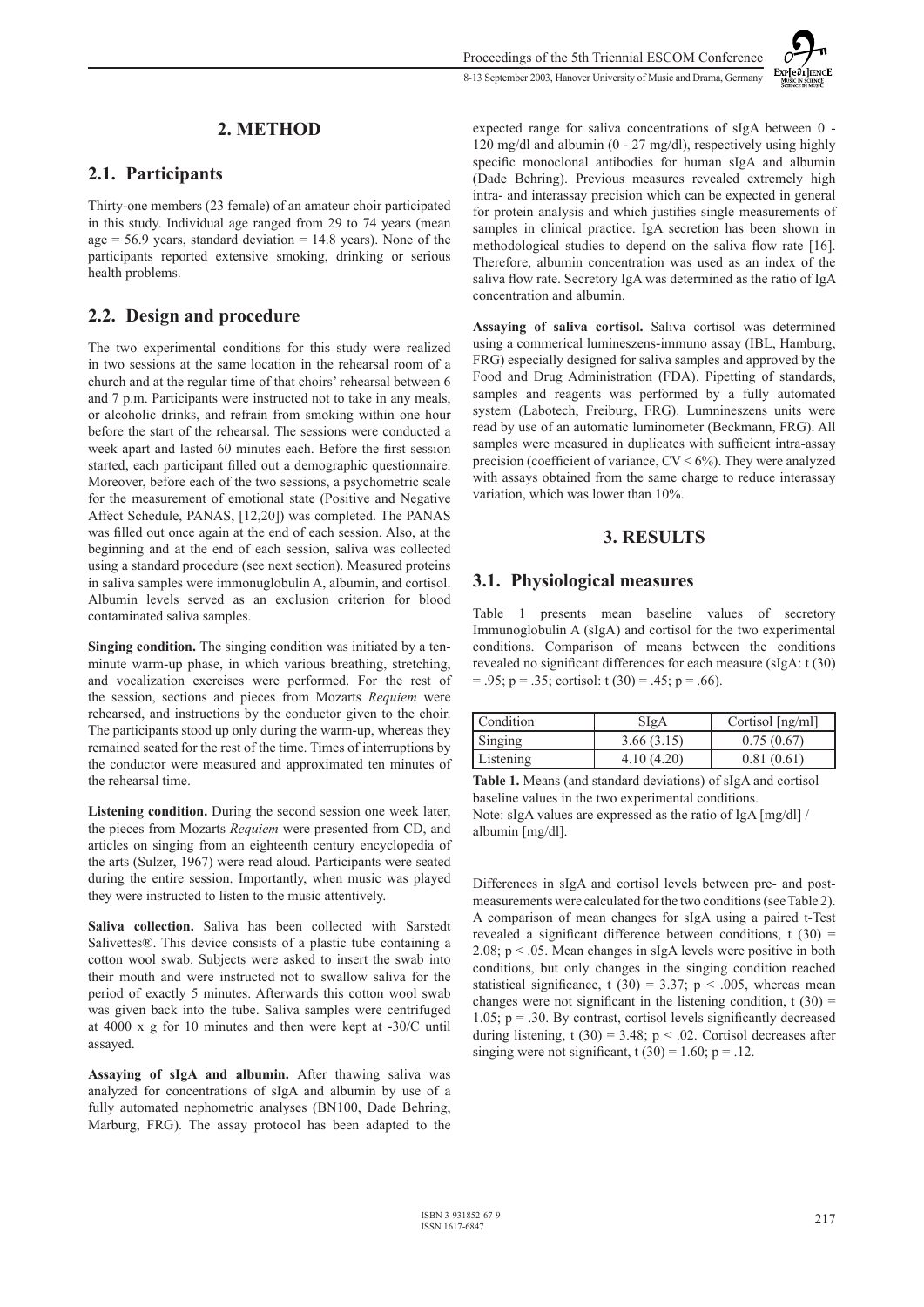## 2. METHOD

### 2.1. Participants

Thirty-one members (23 female) of an amateur choir participated in this study. Individual age ranged from 29 to 74 years (mean age = 56.9 years, standard deviation = 14.8 years). None of the participants reported extensive smoking, drinking or serious health problems.

### 2.2. Design and procedure

The two experimental conditions for this study were realized in two sessions at the same location in the rehearsal room of a church and at the regular time of that choirs' rehearsal between 6 and 7 p.m. Participants were instructed not to take in any meals, or alcoholic drinks, and refrain from smoking within one hour before the start of the rehearsal. The sessions were conducted a week apart and lasted 60 minutes each. Before the first session started, each participant filled out a demographic questionnaire. Moreover, before each of the two sessions, a psychometric scale for the measurement of emotional state (Positive and Negative Affect Schedule, PANAS, [12,20]) was completed. The PANAS was filled out once again at the end of each session. Also, at the beginning and at the end of each session, saliva was collected using a standard procedure (see next section). Measured proteins in saliva samples were immonuglobulin A, albumin, and cortisol. Albumin levels served as an exclusion criterion for blood contaminated saliva samples.

**Singing condition.** The singing condition was initiated by a ten-minute warm-up phase, in which various breathing, stretching, and vocalization exercises were performed. For the rest of the session, sections and pieces from Mozarts *Requiem* were rehearsed, and instructions by the conductor given to the choir. The participants stood up only during the warm-up, whereas they remained seated for the rest of the time. Times of interruptions by the conductor were measured and approximated ten minutes of the rehearsal time.

**Listening condition.** During the second session one week later, the pieces from Mozarts *Requiem* were presented from CD, and articles on singing from an eighteenth century encyclopedia of the arts (Sulzer, 1967) were read aloud. Participants were seated during the entire session. Importantly, when music was played they were instructed to listen to the music attentively.

**Saliva collection.** Saliva has been collected with Sarstedt Salivettes®. This device consists of a plastic tube containing a cotton wool swab. Subjects were asked to insert the swab into their mouth and were instructed not to swallow saliva for the period of exactly 5 minutes. Afterwards this cotton wool swab was given back into the tube. Saliva samples were centrifuged at 4000 x g for 10 minutes and then were kept at -30/C until assayed.

**Assaying of sIgA and albumin.** After thawing saliva was analyzed for concentrations of sIgA and albumin by use of a fully automated nephometric analyses (BN100, Dade Behring, Marburg, FRG). The assay protocol has been adapted to the expected range for saliva concentrations of sIgA between 0 - 120 mg/dl and albumin (0 - 27 mg/dl), respectively using highly specific monoclonal antibodies for human sIgA and albumin (Dade Behring). Previous measures revealed extremely high intra- and interassay precision which can be expected in general for protein analysis and which justifies single measurements of samples in clinical practice. IgA secretion has been shown in methodological studies to depend on the saliva flow rate [16]. Therefore, albumin concentration was used as an index of the saliva flow rate. Secretory IgA was determined as the ratio of IgA concentration and albumin.

**Assaying of saliva cortisol.** Saliva cortisol was determined using a commerical lumineszens-immuno assay (IBL, Hamburg, FRG) especially designed for saliva samples and approved by the Food and Drug Administration (FDA). Pipetting of standards, samples and reagents was performed by a fully automated system (Labotech, Freiburg, FRG). Lumnineszens units were read by use of an automatic luminometer (Beckmann, FRG). All samples were measured in duplicates with sufficient intra-assay precision (coefficient of variance, CV < 6%). They were analyzed with assays obtained from the same charge to reduce interassay variation, which was lower than 10%.

## 3. RESULTS

### 3.1. Physiological measures

Table 1 presents mean baseline values of secretory Immunoglobulin A (sIgA) and cortisol for the two experimental conditions. Comparison of means between the conditions revealed no significant differences for each measure (sIgA: $t(30) = .95$; $p = .35$; cortisol: $t(30) = .45$; $p = .66$).

| Condition | SIgA | Cortisol [ng/ml] |
|---|---|---|
| Singing | 3.66 (3.15) | 0.75 (0.67) |
| Listening | 4.10 (4.20) | 0.81 (0.61) |

**Table 1.** Means (and standard deviations) of sIgA and cortisol baseline values in the two experimental conditions.
Note: sIgA values are expressed as the ratio of IgA [mg/dl] / albumin [mg/dl].

Differences in sIgA and cortisol levels between pre- and post-measurements were calculated for the two conditions (see Table 2). A comparison of mean changes for sIgA using a paired t-Test revealed a significant difference between conditions, $t(30) = 2.08$; $p < .05$. Mean changes in sIgA levels were positive in both conditions, but only changes in the singing condition reached statistical significance, $t(30) = 3.37$; $p < .005$, whereas mean changes were not significant in the listening condition, $t(30) = 1.05$; $p = .30$. By contrast, cortisol levels significantly decreased during listening, $t(30) = 3.48$; $p < .02$. Cortisol decreases after singing were not significant, $t(30) = 1.60$; $p = .12$.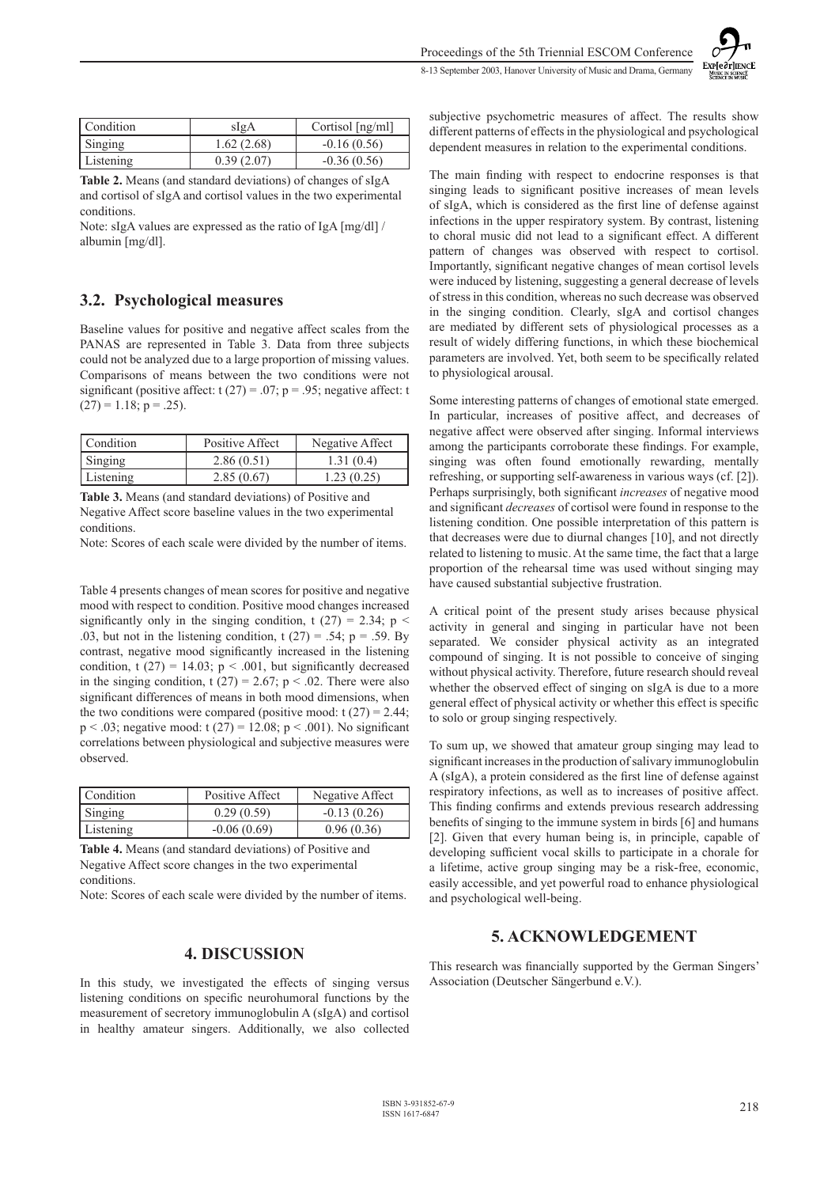| Condition | sIgA | Cortisol [ng/ml] |
|---|---|---|
| Singing | 1.62 (2.68) | -0.16 (0.56) |
| Listening | 0.39 (2.07) | -0.36 (0.56) |

**Table 2.** Means (and standard deviations) of changes of sIgA and cortisol of sIgA and cortisol values in the two experimental conditions.

Note: sIgA values are expressed as the ratio of IgA [mg/dl] / albumin [mg/dl].

## 3.2. Psychological measures

Baseline values for positive and negative affect scales from the PANAS are represented in Table 3. Data from three subjects could not be analyzed due to a large proportion of missing values. Comparisons of means between the two conditions were not significant (positive affect: $t(27) = .07$; $p = .95$; negative affect: $t(27) = 1.18$; $p = .25$).

| Condition | Positive Affect | Negative Affect |
|---|---|---|
| Singing | 2.86 (0.51) | 1.31 (0.4) |
| Listening | 2.85 (0.67) | 1.23 (0.25) |

**Table 3.** Means (and standard deviations) of Positive and Negative Affect score baseline values in the two experimental conditions.

Note: Scores of each scale were divided by the number of items.

Table 4 presents changes of mean scores for positive and negative mood with respect to condition. Positive mood changes increased significantly only in the singing condition, $t(27) = 2.34$; $p < .03$, but not in the listening condition, $t(27) = .54$; $p = .59$. By contrast, negative mood significantly increased in the listening condition, $t(27) = 14.03$; $p < .001$, but significantly decreased in the singing condition, $t(27) = 2.67$; $p < .02$. There were also significant differences of means in both mood dimensions, when the two conditions were compared (positive mood: $t(27) = 2.44$; $p < .03$; negative mood: $t(27) = 12.08$; $p < .001$). No significant correlations between physiological and subjective measures were observed.

| Condition | Positive Affect | Negative Affect |
|---|---|---|
| Singing | 0.29 (0.59) | -0.13 (0.26) |
| Listening | -0.06 (0.69) | 0.96 (0.36) |

**Table 4.** Means (and standard deviations) of Positive and Negative Affect score changes in the two experimental conditions.

Note: Scores of each scale were divided by the number of items.

# 4. DISCUSSION

In this study, we investigated the effects of singing versus listening conditions on specific neurohumoral functions by the measurement of secretory immunoglobulin A (sIgA) and cortisol in healthy amateur singers. Additionally, we also collected subjective psychometric measures of affect. The results show different patterns of effects in the physiological and psychological dependent measures in relation to the experimental conditions.

The main finding with respect to endocrine responses is that singing leads to significant positive increases of mean levels of sIgA, which is considered as the first line of defense against infections in the upper respiratory system. By contrast, listening to choral music did not lead to a significant effect. A different pattern of changes was observed with respect to cortisol. Importantly, significant negative changes of mean cortisol levels were induced by listening, suggesting a general decrease of levels of stress in this condition, whereas no such decrease was observed in the singing condition. Clearly, sIgA and cortisol changes are mediated by different sets of physiological processes as a result of widely differing functions, in which these biochemical parameters are involved. Yet, both seem to be specifically related to physiological arousal.

Some interesting patterns of changes of emotional state emerged. In particular, increases of positive affect, and decreases of negative affect were observed after singing. Informal interviews among the participants corroborate these findings. For example, singing was often found emotionally rewarding, mentally refreshing, or supporting self-awareness in various ways (cf. [2]). Perhaps surprisingly, both significant *increases* of negative mood and significant *decreases* of cortisol were found in response to the listening condition. One possible interpretation of this pattern is that decreases were due to diurnal changes [10], and not directly related to listening to music. At the same time, the fact that a large proportion of the rehearsal time was used without singing may have caused substantial subjective frustration.

A critical point of the present study arises because physical activity in general and singing in particular have not been separated. We consider physical activity as an integrated compound of singing. It is not possible to conceive of singing without physical activity. Therefore, future research should reveal whether the observed effect of singing on sIgA is due to a more general effect of physical activity or whether this effect is specific to solo or group singing respectively.

To sum up, we showed that amateur group singing may lead to significant increases in the production of salivary immunoglobulin A (sIgA), a protein considered as the first line of defense against respiratory infections, as well as to increases of positive affect. This finding confirms and extends previous research addressing benefits of singing to the immune system in birds [6] and humans [2]. Given that every human being is, in principle, capable of developing sufficient vocal skills to participate in a chorale for a lifetime, active group singing may be a risk-free, economic, easily accessible, and yet powerful road to enhance physiological and psychological well-being.

# 5. ACKNOWLEDGEMENT

This research was financially supported by the German Singers' Association (Deutscher Sängerbund e.V.).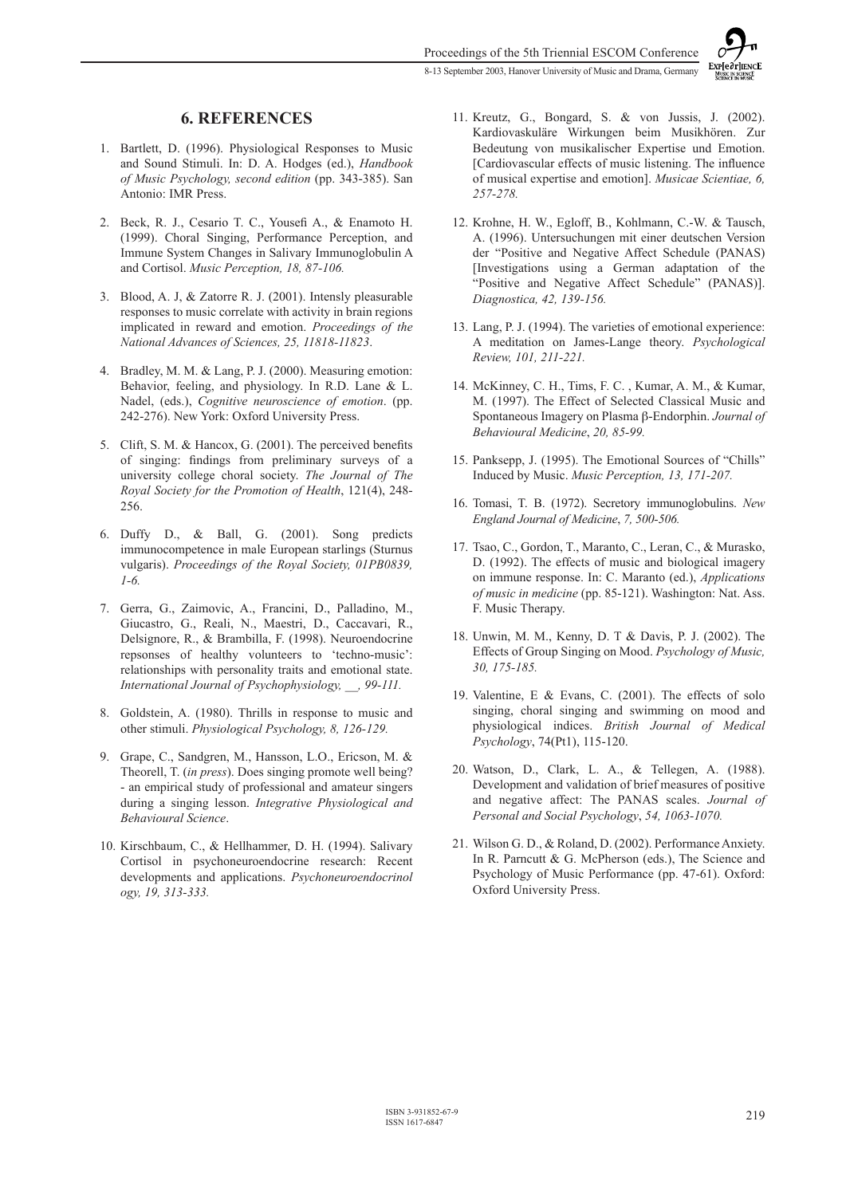## 6. REFERENCES

1. Bartlett, D. (1996). Physiological Responses to Music and Sound Stimuli. In: D. A. Hodges (ed.), *Handbook of Music Psychology, second edition* (pp. 343-385). San Antonio: IMR Press.

2. Beck, R. J., Cesario T. C., Yousefi A., & Enamoto H. (1999). Choral Singing, Performance Perception, and Immune System Changes in Salivary Immunoglobulin A and Cortisol. *Music Perception, 18, 87-106.*

3. Blood, A. J, & Zatorre R. J. (2001). Intensly pleasurable responses to music correlate with activity in brain regions implicated in reward and emotion. *Proceedings of the National Advances of Sciences, 25, 11818-11823*.

4. Bradley, M. M. & Lang, P. J. (2000). Measuring emotion: Behavior, feeling, and physiology. In R.D. Lane & L. Nadel, (eds.), *Cognitive neuroscience of emotion*. (pp. 242-276). New York: Oxford University Press.

5. Clift, S. M. & Hancox, G. (2001). The perceived benefits of singing: findings from preliminary surveys of a university college choral society. *The Journal of The Royal Society for the Promotion of Health*, 121(4), 248-256.

6. Duffy D., & Ball, G. (2001). Song predicts immunocompetence in male European starlings (Sturnus vulgaris). *Proceedings of the Royal Society, 01PB0839, 1-6.*

7. Gerra, G., Zaimovic, A., Francini, D., Palladino, M., Giucastro, G., Reali, N., Maestri, D., Caccavari, R., Delsignore, R., & Brambilla, F. (1998). Neuroendocrine repsonses of healthy volunteers to 'techno-music': relationships with personality traits and emotional state. *International Journal of Psychophysiology, __, 99-111.*

8. Goldstein, A. (1980). Thrills in response to music and other stimuli. *Physiological Psychology, 8, 126-129.*

9. Grape, C., Sandgren, M., Hansson, L.O., Ericson, M. & Theorell, T. (*in press*). Does singing promote well being? - an empirical study of professional and amateur singers during a singing lesson. *Integrative Physiological and Behavioural Science*.

10. Kirschbaum, C., & Hellhammer, D. H. (1994). Salivary Cortisol in psychoneuroendocrine research: Recent developments and applications. *Psychoneuroendocrinol ogy, 19, 313-333.*

11. Kreutz, G., Bongard, S. & von Jussis, J. (2002). Kardiovaskuläre Wirkungen beim Musikhören. Zur Bedeutung von musikalischer Expertise und Emotion. [Cardiovascular effects of music listening. The influence of musical expertise and emotion]. *Musicae Scientiae, 6, 257-278.*

12. Krohne, H. W., Egloff, B., Kohlmann, C.-W. & Tausch, A. (1996). Untersuchungen mit einer deutschen Version der "Positive and Negative Affect Schedule (PANAS) [Investigations using a German adaptation of the "Positive and Negative Affect Schedule" (PANAS)]. *Diagnostica, 42, 139-156.*

13. Lang, P. J. (1994). The varieties of emotional experience: A meditation on James-Lange theory. *Psychological Review, 101, 211-221.*

14. McKinney, C. H., Tims, F. C. , Kumar, A. M., & Kumar, M. (1997). The Effect of Selected Classical Music and Spontaneous Imagery on Plasma β-Endorphin. *Journal of Behavioural Medicine*, *20, 85-99.*

15. Panksepp, J. (1995). The Emotional Sources of "Chills" Induced by Music. *Music Perception, 13, 171-207.*

16. Tomasi, T. B. (1972). Secretory immunoglobulins. *New England Journal of Medicine*, *7, 500-506.*

17. Tsao, C., Gordon, T., Maranto, C., Leran, C., & Murasko, D. (1992). The effects of music and biological imagery on immune response. In: C. Maranto (ed.), *Applications of music in medicine* (pp. 85-121). Washington: Nat. Ass. F. Music Therapy.

18. Unwin, M. M., Kenny, D. T & Davis, P. J. (2002). The Effects of Group Singing on Mood. *Psychology of Music, 30, 175-185.*

19. Valentine, E & Evans, C. (2001). The effects of solo singing, choral singing and swimming on mood and physiological indices. *British Journal of Medical Psychology*, 74(Pt1), 115-120.

20. Watson, D., Clark, L. A., & Tellegen, A. (1988). Development and validation of brief measures of positive and negative affect: The PANAS scales. *Journal of Personal and Social Psychology*, *54, 1063-1070.*

21. Wilson G. D., & Roland, D. (2002). Performance Anxiety. In R. Parncutt & G. McPherson (eds.), The Science and Psychology of Music Performance (pp. 47-61). Oxford: Oxford University Press.